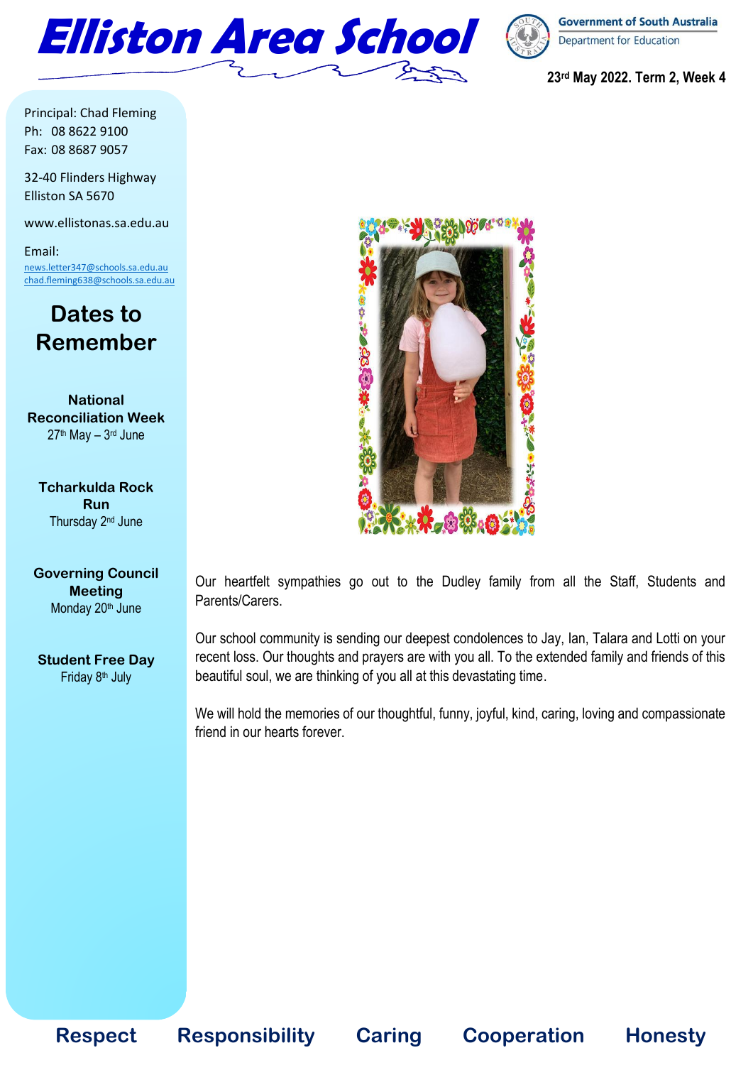# Elliston Area School

Government of South Australia
Department for Education

**23rd May 2022. Term 2, Week 4**

Principal: Chad Fleming
Ph: 08 8622 9100
Fax: 08 8687 9057

32-40 Flinders Highway
Elliston SA 5670

www.ellistonas.sa.edu.au

Email:
news.letter347@schools.sa.edu.au
chad.fleming638@schools.sa.edu.au

## Dates to Remember

**National Reconciliation Week**
27th May – 3rd June

**Tcharkulda Rock Run**
Thursday 2nd June

**Governing Council Meeting**
Monday 20th June

**Student Free Day**
Friday 8th July

Our heartfelt sympathies go out to the Dudley family from all the Staff, Students and Parents/Carers.

Our school community is sending our deepest condolences to Jay, Ian, Talara and Lotti on your recent loss. Our thoughts and prayers are with you all. To the extended family and friends of this beautiful soul, we are thinking of you all at this devastating time.

We will hold the memories of our thoughtful, funny, joyful, kind, caring, loving and compassionate friend in our hearts forever.

**Respect  Responsibility  Caring  Cooperation  Honesty**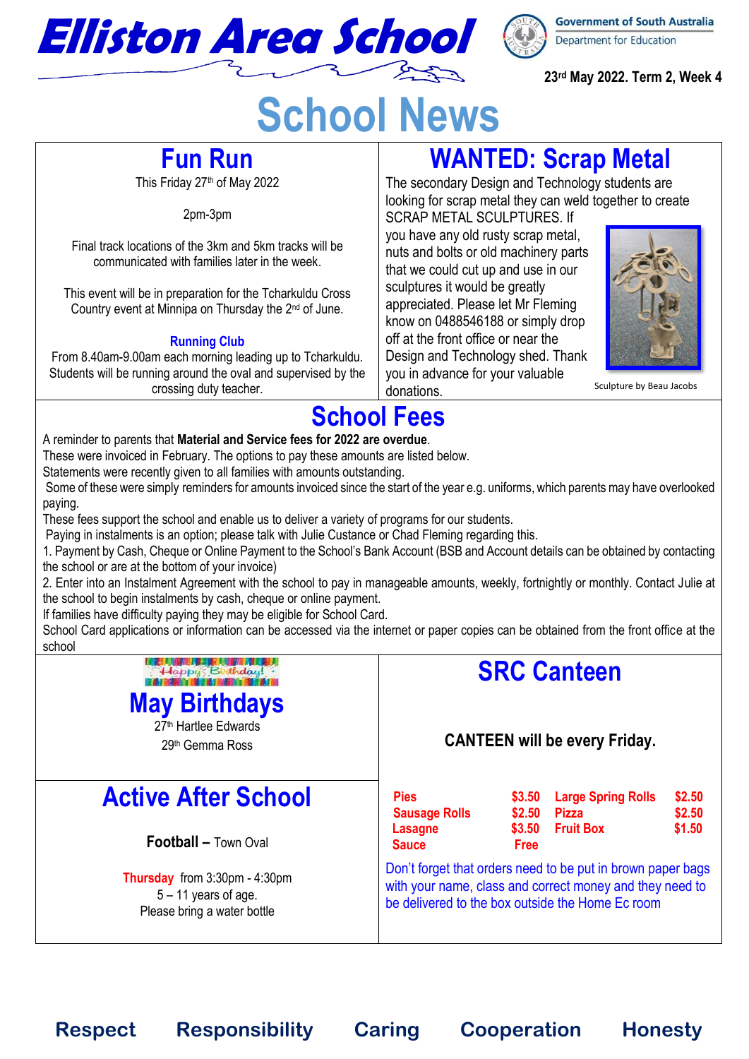# Elliston Area School

Government of South Australia
Department for Education

23rd May 2022. Term 2, Week 4

# School News

## Fun Run

This Friday 27th of May 2022

2pm-3pm

Final track locations of the 3km and 5km tracks will be communicated with families later in the week.

This event will be in preparation for the Tcharkuldu Cross Country event at Minnipa on Thursday the 2nd of June.

### Running Club

From 8.40am-9.00am each morning leading up to Tcharkuldu. Students will be running around the oval and supervised by the crossing duty teacher.

## WANTED: Scrap Metal

The secondary Design and Technology students are looking for scrap metal they can weld together to create SCRAP METAL SCULPTURES. If you have any old rusty scrap metal, nuts and bolts or old machinery parts that we could cut up and use in our sculptures it would be greatly appreciated. Please let Mr Fleming know on 0488546188 or simply drop off at the front office or near the Design and Technology shed. Thank you in advance for your valuable donations.

Sculpture by Beau Jacobs

## School Fees

A reminder to parents that **Material and Service fees for 2022 are overdue**.
These were invoiced in February. The options to pay these amounts are listed below.
Statements were recently given to all families with amounts outstanding.
Some of these were simply reminders for amounts invoiced since the start of the year e.g. uniforms, which parents may have overlooked paying.
These fees support the school and enable us to deliver a variety of programs for our students.
Paying in instalments is an option; please talk with Julie Custance or Chad Fleming regarding this.

1. Payment by Cash, Cheque or Online Payment to the School's Bank Account (BSB and Account details can be obtained by contacting the school or are at the bottom of your invoice)
2. Enter into an Instalment Agreement with the school to pay in manageable amounts, weekly, fortnightly or monthly. Contact Julie at the school to begin instalments by cash, cheque or online payment.

If families have difficulty paying they may be eligible for School Card.
School Card applications or information can be accessed via the internet or paper copies can be obtained from the front office at the school

## May Birthdays

27th Hartlee Edwards
29th Gemma Ross

## Active After School

**Football –** Town Oval

**Thursday** from 3:30pm - 4:30pm
5 – 11 years of age.
Please bring a water bottle

## SRC Canteen

**CANTEEN will be every Friday.**

| Item | Price | Item | Price |
|---|---|---|---|
| Pies | $3.50 | Large Spring Rolls | $2.50 |
| Sausage Rolls | $2.50 | Pizza | $2.50 |
| Lasagne | $3.50 | Fruit Box | $1.50 |
| Sauce | Free | | |

Don't forget that orders need to be put in brown paper bags with your name, class and correct money and they need to be delivered to the box outside the Home Ec room

**Respect Responsibility Caring Cooperation Honesty**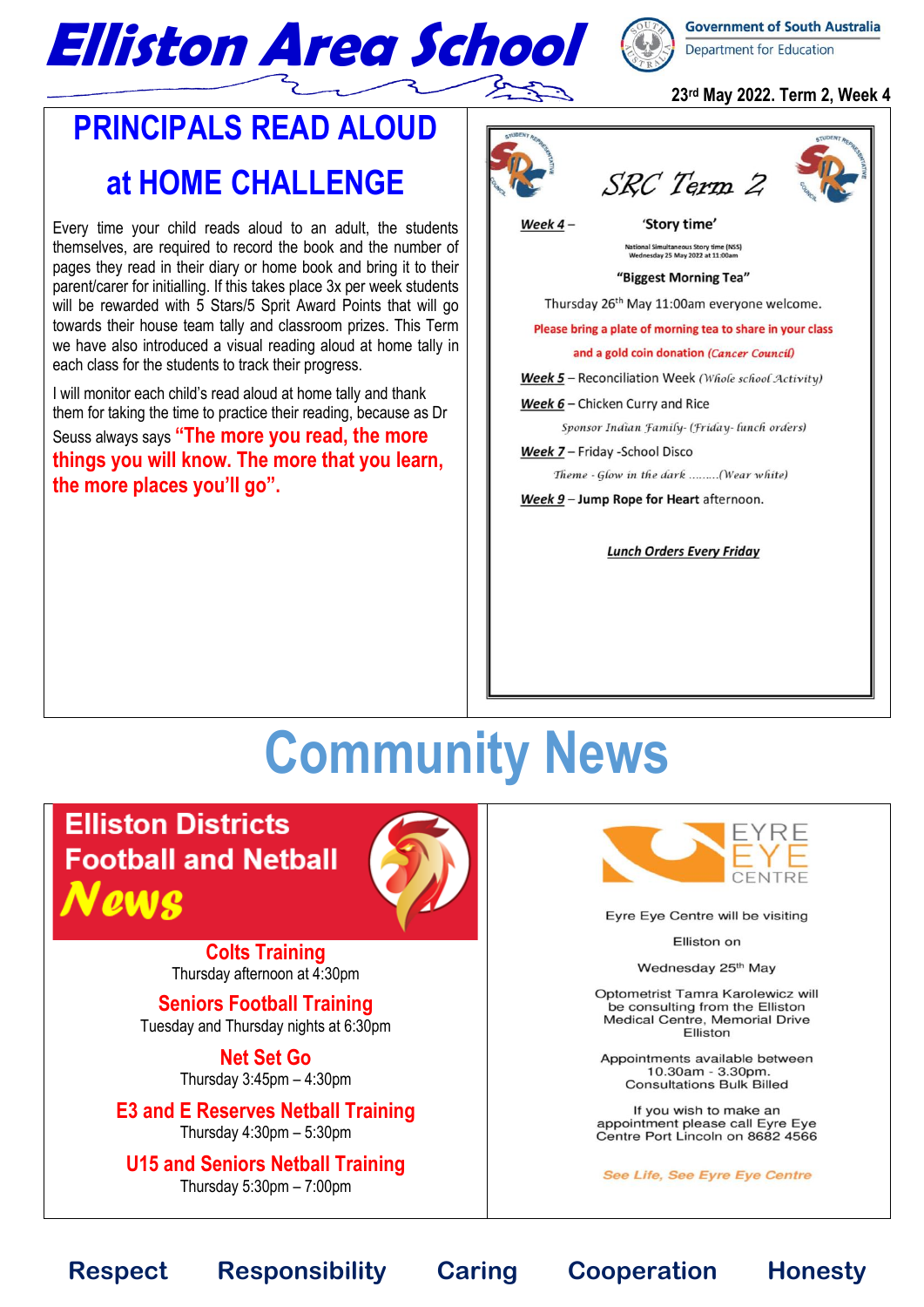# PRINCIPALS READ ALOUD at HOME CHALLENGE

Every time your child reads aloud to an adult, the students themselves, are required to record the book and the number of pages they read in their diary or home book and bring it to their parent/carer for initialling. If this takes place 3x per week students will be rewarded with 5 Stars/5 Sprit Award Points that will go towards their house team tally and classroom prizes. This Term we have also introduced a visual reading aloud at home tally in each class for the students to track their progress.

I will monitor each child's read aloud at home tally and thank them for taking the time to practice their reading, because as Dr Seuss always says **"The more you read, the more things you will know. The more that you learn, the more places you'll go".**

## SRC Term 2

**Week 4** – 'Story time'

National Simultaneous Story time (NSS)
Wednesday 25 May 2022 at 11:00am

**"Biggest Morning Tea"**

Thursday 26th May 11:00am everyone welcome.

Please bring a plate of morning tea to share in your class and a gold coin donation *(Cancer Council)*

**Week 5** – Reconciliation Week *(Whole school Activity)*

**Week 6** – Chicken Curry and Rice

*Sponsor Indian Family- (Friday- lunch orders)*

**Week 7** – Friday -School Disco

*Theme - Glow in the dark .........(Wear white)*

**Week 9** – **Jump Rope for Heart** afternoon.

**Lunch Orders Every Friday**

# Community News

## Elliston Districts Football and Netball News

**Colts Training**
Thursday afternoon at 4:30pm

**Seniors Football Training**
Tuesday and Thursday nights at 6:30pm

**Net Set Go**
Thursday 3:45pm – 4:30pm

**E3 and E Reserves Netball Training**
Thursday 4:30pm – 5:30pm

**U15 and Seniors Netball Training**
Thursday 5:30pm – 7:00pm

## EYRE EYE CENTRE

Eyre Eye Centre will be visiting Elliston on Wednesday 25th May

Optometrist Tamra Karolewicz will be consulting from the Elliston Medical Centre, Memorial Drive Elliston

Appointments available between 10.30am - 3.30pm. Consultations Bulk Billed

If you wish to make an appointment please call Eyre Eye Centre Port Lincoln on 8682 4566

*See Life, See Eyre Eye Centre*

**Respect Responsibility Caring Cooperation Honesty**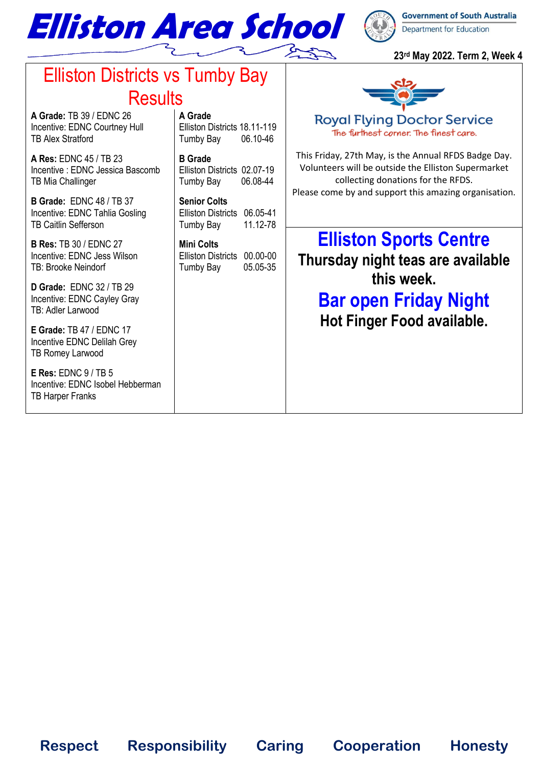# Elliston Area School

Government of South Australia
Department for Education

23rd May 2022. Term 2, Week 4

## Elliston Districts vs Tumby Bay Results

**A Grade:** TB 39 / EDNC 26
Incentive: EDNC Courtney Hull
TB Alex Stratford

**A Res:** EDNC 45 / TB 23
Incentive : EDNC Jessica Bascomb
TB Mia Challinger

**B Grade:** EDNC 48 / TB 37
Incentive: EDNC Tahlia Gosling
TB Caitlin Sefferson

**B Res:** TB 30 / EDNC 27
Incentive: EDNC Jess Wilson
TB: Brooke Neindorf

**D Grade:** EDNC 32 / TB 29
Incentive: EDNC Cayley Gray
TB: Adler Larwood

**E Grade:** TB 47 / EDNC 17
Incentive EDNC Delilah Grey
TB Romey Larwood

**E Res:** EDNC 9 / TB 5
Incentive: EDNC Isobel Hebberman
TB Harper Franks

**A Grade**
Elliston Districts 18.11-119
Tumby Bay 06.10-46

**B Grade**
Elliston Districts 02.07-19
Tumby Bay 06.08-44

**Senior Colts**
Elliston Districts 06.05-41
Tumby Bay 11.12-78

**Mini Colts**
Elliston Districts 00.00-00
Tumby Bay 05.05-35

Royal Flying Doctor Service
The furthest corner. The finest care.

This Friday, 27th May, is the Annual RFDS Badge Day. Volunteers will be outside the Elliston Supermarket collecting donations for the RFDS.
Please come by and support this amazing organisation.

## Elliston Sports Centre

**Thursday night teas are available this week.**

## Bar open Friday Night

**Hot Finger Food available.**

**Respect Responsibility Caring Cooperation Honesty**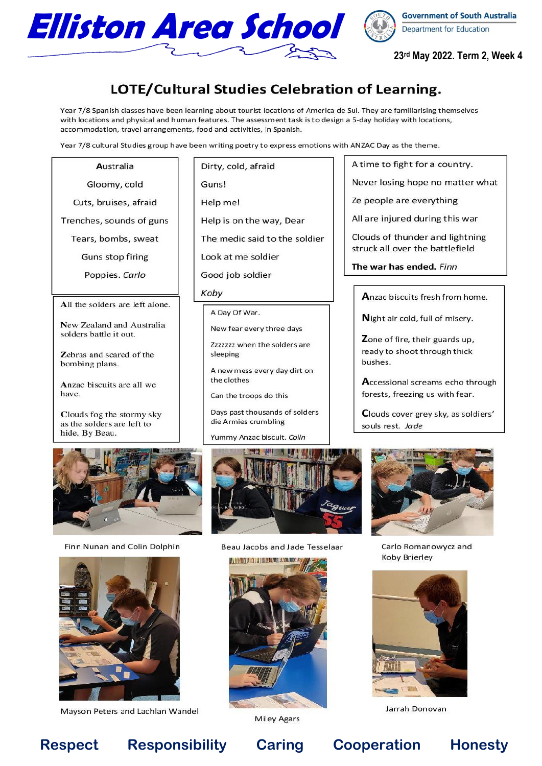# Elliston Area School

Government of South Australia
Department for Education

23rd May 2022. Term 2, Week 4

## LOTE/Cultural Studies Celebration of Learning.

Year 7/8 Spanish classes have been learning about tourist locations of America de Sul. They are familiarising themselves with locations and physical and human features. The assessment task is to design a 5-day holiday with locations, accommodation, travel arrangements, food and activities, in Spanish.

Year 7/8 cultural Studies group have been writing poetry to express emotions with ANZAC Day as the theme.

Australia

Gloomy, cold

Cuts, bruises, afraid

Trenches, sounds of guns

Tears, bombs, sweat

Guns stop firing

Poppies. *Carlo*

---

Dirty, cold, afraid

Guns!

Help me!

Help is on the way, Dear

The medic said to the soldier

Look at me soldier

Good job soldier

*Koby*

---

A time to fight for a country.

Never losing hope no matter what

Ze people are everything

All are injured during this war

Clouds of thunder and lightning struck all over the battlefield

**The war has ended.** *Finn*

---

All the solders are left alone.

New Zealand and Australia solders battle it out.

Zebras and scared of the bombing plans.

Anzac biscuits are all we have.

Clouds fog the stormy sky as the solders are left to hide. By Beau.

---

A Day Of War.

New fear every three days

Zzzzzzz when the solders are sleeping

A new mess every day dirt on the clothes

Can the troops do this

Days past thousands of solders die Armies crumbling

Yummy Anzac biscuit. *Colin*

---

**A**nzac biscuits fresh from home.

**N**ight air cold, full of misery.

**Z**one of fire, their guards up, ready to shoot through thick bushes.

**A**ccessional screams echo through forests, freezing us with fear.

**C**louds cover grey sky, as soldiers' souls rest. *Jade*

---

Finn Nunan and Colin Dolphin

Beau Jacobs and Jade Tesselaar

Carlo Romanowycz and Koby Brierley

Mayson Peters and Lachlan Wandel

Miley Agars

Jarrah Donovan

**Respect Responsibility Caring Cooperation Honesty**